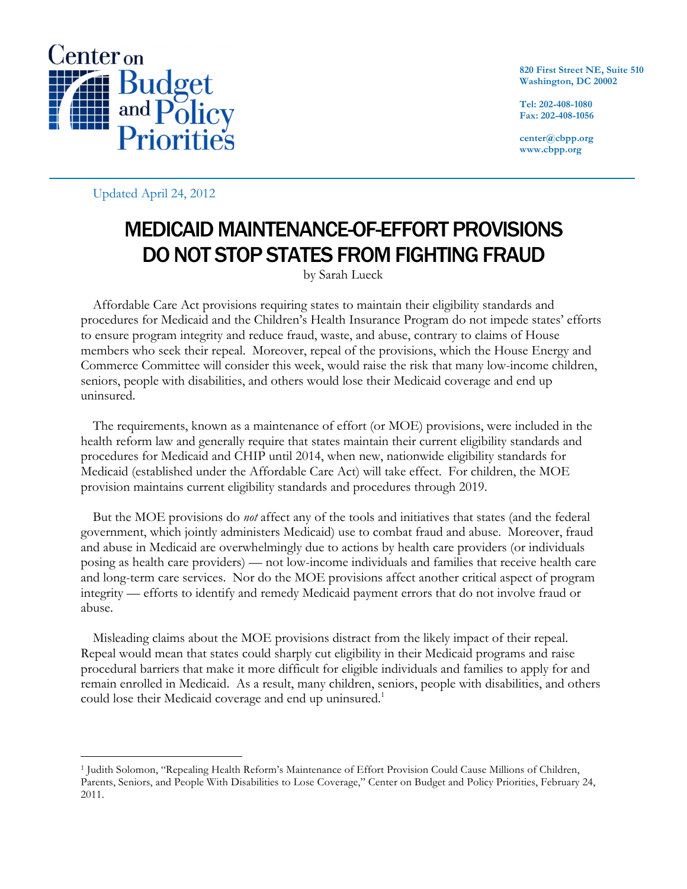Center on Budget and Policy Priorities

820 First Street NE, Suite 510
Washington, DC 20002

Tel: 202-408-1080
Fax: 202-408-1056

center@cbpp.org
www.cbpp.org

Updated April 24, 2012

# MEDICAID MAINTENANCE-OF-EFFORT PROVISIONS DO NOT STOP STATES FROM FIGHTING FRAUD

by Sarah Lueck

Affordable Care Act provisions requiring states to maintain their eligibility standards and procedures for Medicaid and the Children's Health Insurance Program do not impede states' efforts to ensure program integrity and reduce fraud, waste, and abuse, contrary to claims of House members who seek their repeal. Moreover, repeal of the provisions, which the House Energy and Commerce Committee will consider this week, would raise the risk that many low-income children, seniors, people with disabilities, and others would lose their Medicaid coverage and end up uninsured.

The requirements, known as a maintenance of effort (or MOE) provisions, were included in the health reform law and generally require that states maintain their current eligibility standards and procedures for Medicaid and CHIP until 2014, when new, nationwide eligibility standards for Medicaid (established under the Affordable Care Act) will take effect. For children, the MOE provision maintains current eligibility standards and procedures through 2019.

But the MOE provisions do *not* affect any of the tools and initiatives that states (and the federal government, which jointly administers Medicaid) use to combat fraud and abuse. Moreover, fraud and abuse in Medicaid are overwhelmingly due to actions by health care providers (or individuals posing as health care providers) — not low-income individuals and families that receive health care and long-term care services. Nor do the MOE provisions affect another critical aspect of program integrity — efforts to identify and remedy Medicaid payment errors that do not involve fraud or abuse.

Misleading claims about the MOE provisions distract from the likely impact of their repeal. Repeal would mean that states could sharply cut eligibility in their Medicaid programs and raise procedural barriers that make it more difficult for eligible individuals and families to apply for and remain enrolled in Medicaid. As a result, many children, seniors, people with disabilities, and others could lose their Medicaid coverage and end up uninsured.[1]

[1] Judith Solomon, "Repealing Health Reform's Maintenance of Effort Provision Could Cause Millions of Children, Parents, Seniors, and People With Disabilities to Lose Coverage," Center on Budget and Policy Priorities, February 24, 2011.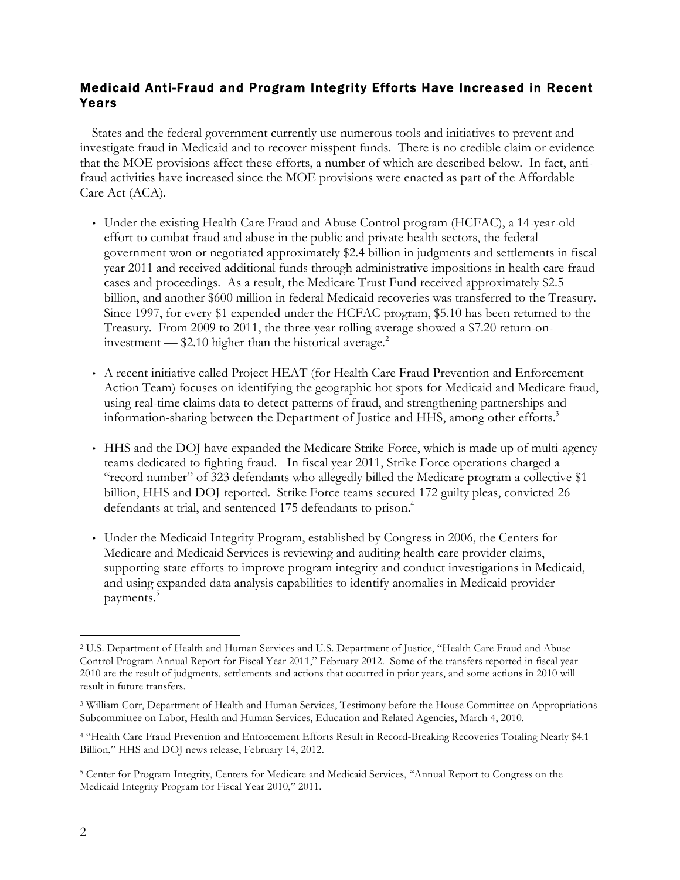## Medicaid Anti-Fraud and Program Integrity Efforts Have Increased in Recent Years

States and the federal government currently use numerous tools and initiatives to prevent and investigate fraud in Medicaid and to recover misspent funds. There is no credible claim or evidence that the MOE provisions affect these efforts, a number of which are described below. In fact, anti-fraud activities have increased since the MOE provisions were enacted as part of the Affordable Care Act (ACA).

- Under the existing Health Care Fraud and Abuse Control program (HCFAC), a 14-year-old effort to combat fraud and abuse in the public and private health sectors, the federal government won or negotiated approximately $2.4 billion in judgments and settlements in fiscal year 2011 and received additional funds through administrative impositions in health care fraud cases and proceedings. As a result, the Medicare Trust Fund received approximately $2.5 billion, and another $600 million in federal Medicaid recoveries was transferred to the Treasury. Since 1997, for every $1 expended under the HCFAC program, $5.10 has been returned to the Treasury. From 2009 to 2011, the three-year rolling average showed a $7.20 return-on-investment — $2.10 higher than the historical average.[2]

- A recent initiative called Project HEAT (for Health Care Fraud Prevention and Enforcement Action Team) focuses on identifying the geographic hot spots for Medicaid and Medicare fraud, using real-time claims data to detect patterns of fraud, and strengthening partnerships and information-sharing between the Department of Justice and HHS, among other efforts.[3]

- HHS and the DOJ have expanded the Medicare Strike Force, which is made up of multi-agency teams dedicated to fighting fraud. In fiscal year 2011, Strike Force operations charged a "record number" of 323 defendants who allegedly billed the Medicare program a collective $1 billion, HHS and DOJ reported. Strike Force teams secured 172 guilty pleas, convicted 26 defendants at trial, and sentenced 175 defendants to prison.[4]

- Under the Medicaid Integrity Program, established by Congress in 2006, the Centers for Medicare and Medicaid Services is reviewing and auditing health care provider claims, supporting state efforts to improve program integrity and conduct investigations in Medicaid, and using expanded data analysis capabilities to identify anomalies in Medicaid provider payments.[5]

---

[2] U.S. Department of Health and Human Services and U.S. Department of Justice, "Health Care Fraud and Abuse Control Program Annual Report for Fiscal Year 2011," February 2012. Some of the transfers reported in fiscal year 2010 are the result of judgments, settlements and actions that occurred in prior years, and some actions in 2010 will result in future transfers.

[3] William Corr, Department of Health and Human Services, Testimony before the House Committee on Appropriations Subcommittee on Labor, Health and Human Services, Education and Related Agencies, March 4, 2010.

[4] "Health Care Fraud Prevention and Enforcement Efforts Result in Record-Breaking Recoveries Totaling Nearly $4.1 Billion," HHS and DOJ news release, February 14, 2012.

[5] Center for Program Integrity, Centers for Medicare and Medicaid Services, "Annual Report to Congress on the Medicaid Integrity Program for Fiscal Year 2010," 2011.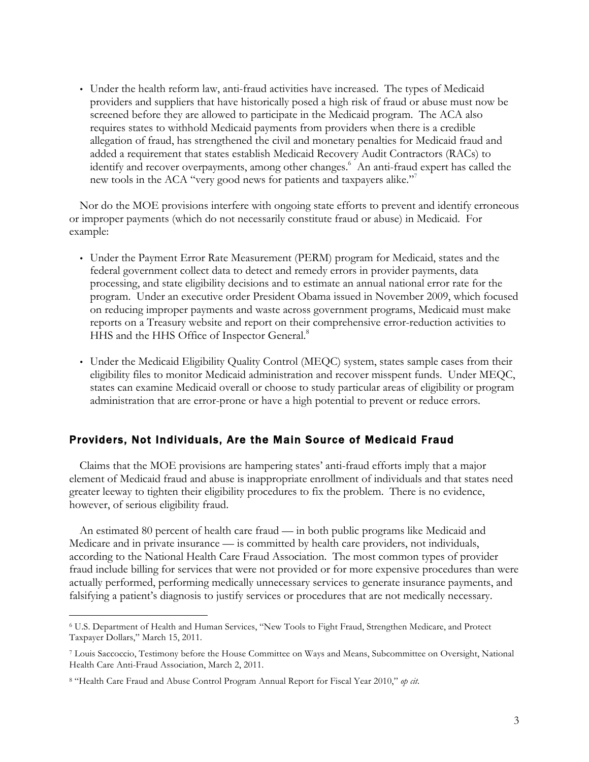- Under the health reform law, anti-fraud activities have increased. The types of Medicaid providers and suppliers that have historically posed a high risk of fraud or abuse must now be screened before they are allowed to participate in the Medicaid program. The ACA also requires states to withhold Medicaid payments from providers when there is a credible allegation of fraud, has strengthened the civil and monetary penalties for Medicaid fraud and added a requirement that states establish Medicaid Recovery Audit Contractors (RACs) to identify and recover overpayments, among other changes.[6] An anti-fraud expert has called the new tools in the ACA "very good news for patients and taxpayers alike."[7]

Nor do the MOE provisions interfere with ongoing state efforts to prevent and identify erroneous or improper payments (which do not necessarily constitute fraud or abuse) in Medicaid. For example:

- Under the Payment Error Rate Measurement (PERM) program for Medicaid, states and the federal government collect data to detect and remedy errors in provider payments, data processing, and state eligibility decisions and to estimate an annual national error rate for the program. Under an executive order President Obama issued in November 2009, which focused on reducing improper payments and waste across government programs, Medicaid must make reports on a Treasury website and report on their comprehensive error-reduction activities to HHS and the HHS Office of Inspector General.[8]

- Under the Medicaid Eligibility Quality Control (MEQC) system, states sample cases from their eligibility files to monitor Medicaid administration and recover misspent funds. Under MEQC, states can examine Medicaid overall or choose to study particular areas of eligibility or program administration that are error-prone or have a high potential to prevent or reduce errors.

## Providers, Not Individuals, Are the Main Source of Medicaid Fraud

Claims that the MOE provisions are hampering states' anti-fraud efforts imply that a major element of Medicaid fraud and abuse is inappropriate enrollment of individuals and that states need greater leeway to tighten their eligibility procedures to fix the problem. There is no evidence, however, of serious eligibility fraud.

An estimated 80 percent of health care fraud — in both public programs like Medicaid and Medicare and in private insurance — is committed by health care providers, not individuals, according to the National Health Care Fraud Association. The most common types of provider fraud include billing for services that were not provided or for more expensive procedures than were actually performed, performing medically unnecessary services to generate insurance payments, and falsifying a patient's diagnosis to justify services or procedures that are not medically necessary.

---

[6] U.S. Department of Health and Human Services, "New Tools to Fight Fraud, Strengthen Medicare, and Protect Taxpayer Dollars," March 15, 2011.

[7] Louis Saccoccio, Testimony before the House Committee on Ways and Means, Subcommittee on Oversight, National Health Care Anti-Fraud Association, March 2, 2011.

[8] "Health Care Fraud and Abuse Control Program Annual Report for Fiscal Year 2010," *op cit.*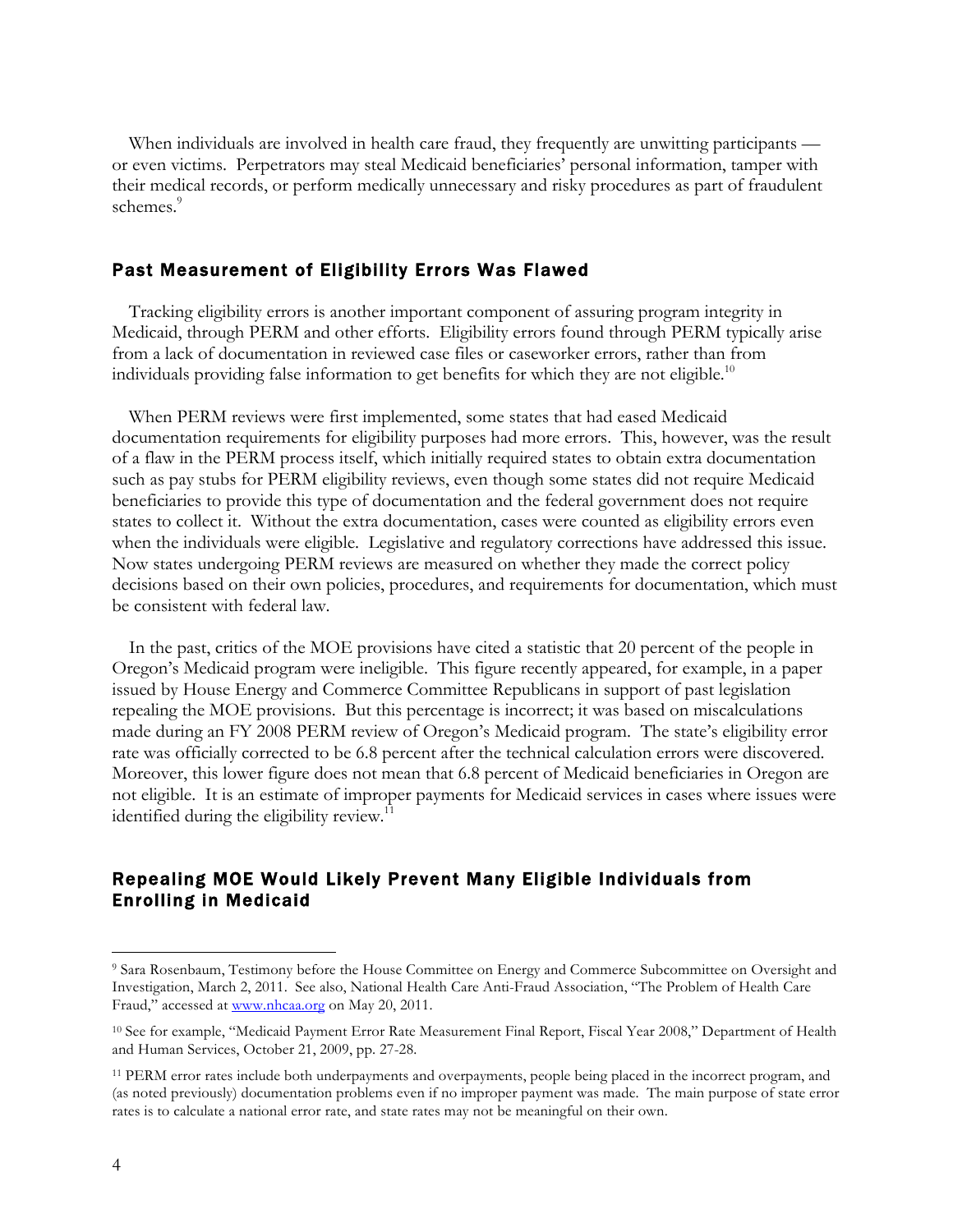When individuals are involved in health care fraud, they frequently are unwitting participants — or even victims. Perpetrators may steal Medicaid beneficiaries' personal information, tamper with their medical records, or perform medically unnecessary and risky procedures as part of fraudulent schemes.[9]

## Past Measurement of Eligibility Errors Was Flawed

Tracking eligibility errors is another important component of assuring program integrity in Medicaid, through PERM and other efforts. Eligibility errors found through PERM typically arise from a lack of documentation in reviewed case files or caseworker errors, rather than from individuals providing false information to get benefits for which they are not eligible.[10]

When PERM reviews were first implemented, some states that had eased Medicaid documentation requirements for eligibility purposes had more errors. This, however, was the result of a flaw in the PERM process itself, which initially required states to obtain extra documentation such as pay stubs for PERM eligibility reviews, even though some states did not require Medicaid beneficiaries to provide this type of documentation and the federal government does not require states to collect it. Without the extra documentation, cases were counted as eligibility errors even when the individuals were eligible. Legislative and regulatory corrections have addressed this issue. Now states undergoing PERM reviews are measured on whether they made the correct policy decisions based on their own policies, procedures, and requirements for documentation, which must be consistent with federal law.

In the past, critics of the MOE provisions have cited a statistic that 20 percent of the people in Oregon's Medicaid program were ineligible. This figure recently appeared, for example, in a paper issued by House Energy and Commerce Committee Republicans in support of past legislation repealing the MOE provisions. But this percentage is incorrect; it was based on miscalculations made during an FY 2008 PERM review of Oregon's Medicaid program. The state's eligibility error rate was officially corrected to be 6.8 percent after the technical calculation errors were discovered. Moreover, this lower figure does not mean that 6.8 percent of Medicaid beneficiaries in Oregon are not eligible. It is an estimate of improper payments for Medicaid services in cases where issues were identified during the eligibility review.[11]

## Repealing MOE Would Likely Prevent Many Eligible Individuals from Enrolling in Medicaid

---

[9] Sara Rosenbaum, Testimony before the House Committee on Energy and Commerce Subcommittee on Oversight and Investigation, March 2, 2011. See also, National Health Care Anti-Fraud Association, "The Problem of Health Care Fraud," accessed at www.nhcaa.org on May 20, 2011.

[10] See for example, "Medicaid Payment Error Rate Measurement Final Report, Fiscal Year 2008," Department of Health and Human Services, October 21, 2009, pp. 27-28.

[11] PERM error rates include both underpayments and overpayments, people being placed in the incorrect program, and (as noted previously) documentation problems even if no improper payment was made. The main purpose of state error rates is to calculate a national error rate, and state rates may not be meaningful on their own.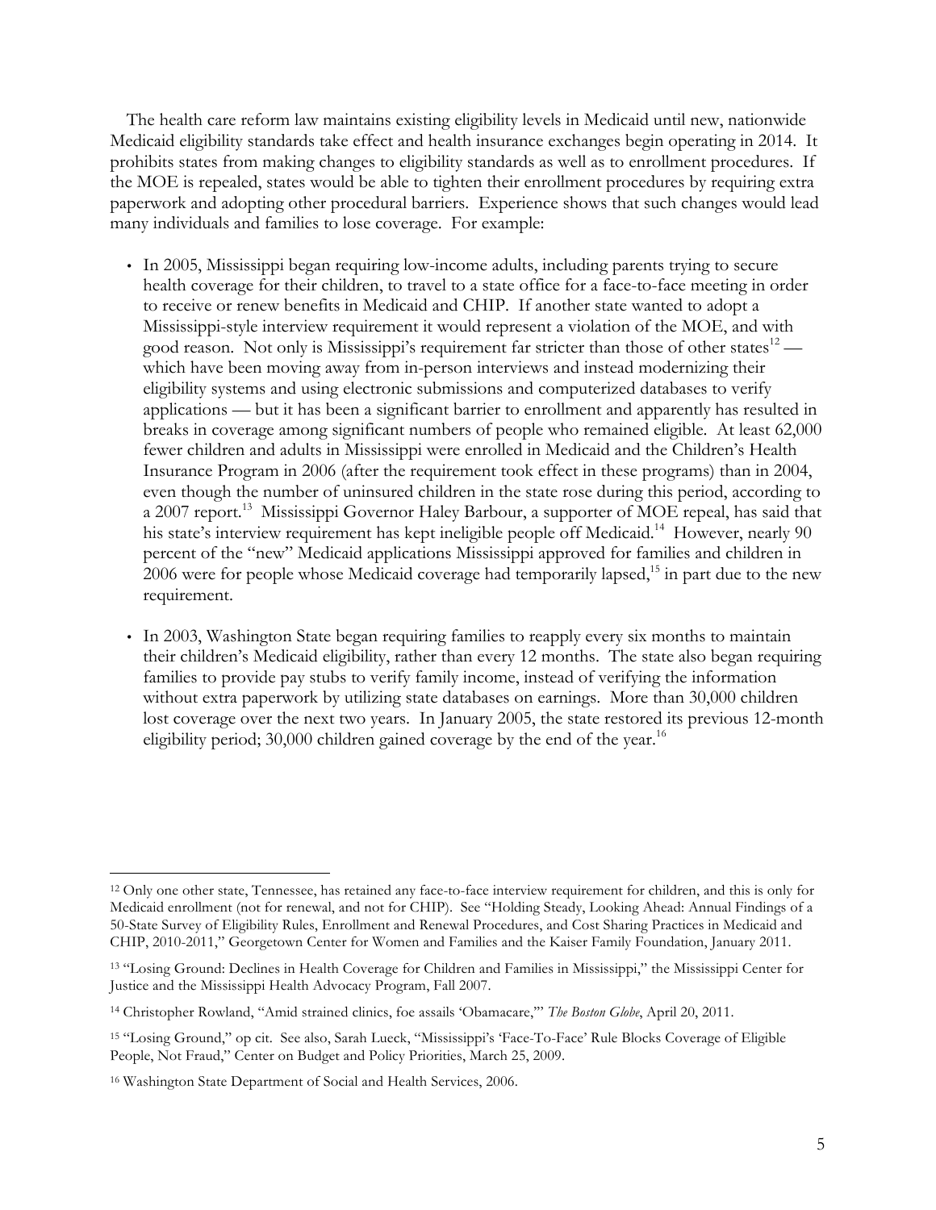The health care reform law maintains existing eligibility levels in Medicaid until new, nationwide Medicaid eligibility standards take effect and health insurance exchanges begin operating in 2014. It prohibits states from making changes to eligibility standards as well as to enrollment procedures. If the MOE is repealed, states would be able to tighten their enrollment procedures by requiring extra paperwork and adopting other procedural barriers. Experience shows that such changes would lead many individuals and families to lose coverage. For example:

- In 2005, Mississippi began requiring low-income adults, including parents trying to secure health coverage for their children, to travel to a state office for a face-to-face meeting in order to receive or renew benefits in Medicaid and CHIP. If another state wanted to adopt a Mississippi-style interview requirement it would represent a violation of the MOE, and with good reason. Not only is Mississippi's requirement far stricter than those of other states[12] — which have been moving away from in-person interviews and instead modernizing their eligibility systems and using electronic submissions and computerized databases to verify applications — but it has been a significant barrier to enrollment and apparently has resulted in breaks in coverage among significant numbers of people who remained eligible. At least 62,000 fewer children and adults in Mississippi were enrolled in Medicaid and the Children's Health Insurance Program in 2006 (after the requirement took effect in these programs) than in 2004, even though the number of uninsured children in the state rose during this period, according to a 2007 report.[13] Mississippi Governor Haley Barbour, a supporter of MOE repeal, has said that his state's interview requirement has kept ineligible people off Medicaid.[14] However, nearly 90 percent of the "new" Medicaid applications Mississippi approved for families and children in 2006 were for people whose Medicaid coverage had temporarily lapsed,[15] in part due to the new requirement.

- In 2003, Washington State began requiring families to reapply every six months to maintain their children's Medicaid eligibility, rather than every 12 months. The state also began requiring families to provide pay stubs to verify family income, instead of verifying the information without extra paperwork by utilizing state databases on earnings. More than 30,000 children lost coverage over the next two years. In January 2005, the state restored its previous 12-month eligibility period; 30,000 children gained coverage by the end of the year.[16]

---

[12] Only one other state, Tennessee, has retained any face-to-face interview requirement for children, and this is only for Medicaid enrollment (not for renewal, and not for CHIP). See "Holding Steady, Looking Ahead: Annual Findings of a 50-State Survey of Eligibility Rules, Enrollment and Renewal Procedures, and Cost Sharing Practices in Medicaid and CHIP, 2010-2011," Georgetown Center for Women and Families and the Kaiser Family Foundation, January 2011.

[13] "Losing Ground: Declines in Health Coverage for Children and Families in Mississippi," the Mississippi Center for Justice and the Mississippi Health Advocacy Program, Fall 2007.

[14] Christopher Rowland, "Amid strained clinics, foe assails 'Obamacare,'" *The Boston Globe*, April 20, 2011.

[15] "Losing Ground," op cit. See also, Sarah Lueck, "Mississippi's 'Face-To-Face' Rule Blocks Coverage of Eligible People, Not Fraud," Center on Budget and Policy Priorities, March 25, 2009.

[16] Washington State Department of Social and Health Services, 2006.